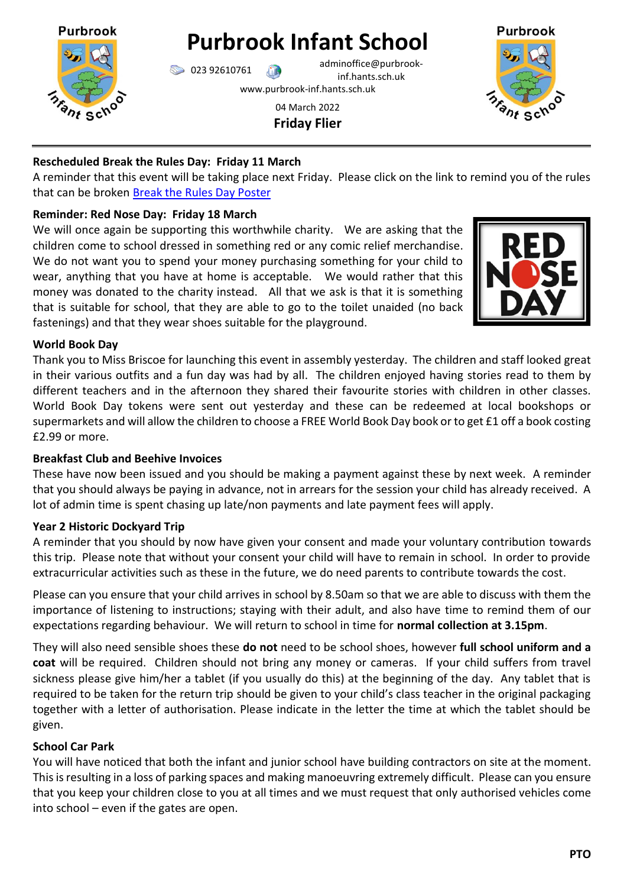# Purbrook Infant School

023 92610761 adminoffice@purbrook-inf.hants.sch.uk

www.purbrook-inf.hants.sch.uk

04 March 2022

**Friday Flier**

---

**Rescheduled Break the Rules Day: Friday 11 March**

A reminder that this event will be taking place next Friday. Please click on the link to remind you of the rules that can be broken [Break the Rules Day Poster]

**Reminder: Red Nose Day: Friday 18 March**

We will once again be supporting this worthwhile charity. We are asking that the children come to school dressed in something red or any comic relief merchandise. We do not want you to spend your money purchasing something for your child to wear, anything that you have at home is acceptable. We would rather that this money was donated to the charity instead. All that we ask is that it is something that is suitable for school, that they are able to go to the toilet unaided (no back fastenings) and that they wear shoes suitable for the playground.

**World Book Day**

Thank you to Miss Briscoe for launching this event in assembly yesterday. The children and staff looked great in their various outfits and a fun day was had by all. The children enjoyed having stories read to them by different teachers and in the afternoon they shared their favourite stories with children in other classes. World Book Day tokens were sent out yesterday and these can be redeemed at local bookshops or supermarkets and will allow the children to choose a FREE World Book Day book or to get £1 off a book costing £2.99 or more.

**Breakfast Club and Beehive Invoices**

These have now been issued and you should be making a payment against these by next week. A reminder that you should always be paying in advance, not in arrears for the session your child has already received. A lot of admin time is spent chasing up late/non payments and late payment fees will apply.

**Year 2 Historic Dockyard Trip**

A reminder that you should by now have given your consent and made your voluntary contribution towards this trip. Please note that without your consent your child will have to remain in school. In order to provide extracurricular activities such as these in the future, we do need parents to contribute towards the cost.

Please can you ensure that your child arrives in school by 8.50am so that we are able to discuss with them the importance of listening to instructions; staying with their adult, and also have time to remind them of our expectations regarding behaviour. We will return to school in time for **normal collection at 3.15pm**.

They will also need sensible shoes these **do not** need to be school shoes, however **full school uniform and a coat** will be required. Children should not bring any money or cameras. If your child suffers from travel sickness please give him/her a tablet (if you usually do this) at the beginning of the day. Any tablet that is required to be taken for the return trip should be given to your child's class teacher in the original packaging together with a letter of authorisation. Please indicate in the letter the time at which the tablet should be given.

**School Car Park**

You will have noticed that both the infant and junior school have building contractors on site at the moment. This is resulting in a loss of parking spaces and making manoeuvring extremely difficult. Please can you ensure that you keep your children close to you at all times and we must request that only authorised vehicles come into school – even if the gates are open.

**PTO**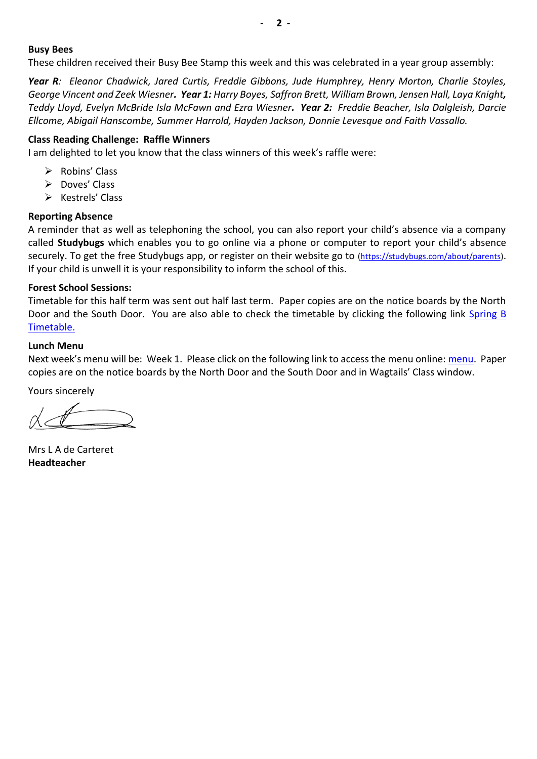**Busy Bees**

These children received their Busy Bee Stamp this week and this was celebrated in a year group assembly:

***Year R**: Eleanor Chadwick, Jared Curtis, Freddie Gibbons, Jude Humphrey, Henry Morton, Charlie Stoyles, George Vincent and Zeek Wiesner. **Year 1:** Harry Boyes, Saffron Brett, William Brown, Jensen Hall, Laya Knight, Teddy Lloyd, Evelyn McBride Isla McFawn and Ezra Wiesner. **Year 2:** Freddie Beacher, Isla Dalgleish, Darcie Ellcome, Abigail Hanscombe, Summer Harrold, Hayden Jackson, Donnie Levesque and Faith Vassallo.*

**Class Reading Challenge: Raffle Winners**

I am delighted to let you know that the class winners of this week's raffle were:

- Robins' Class
- Doves' Class
- Kestrels' Class

**Reporting Absence**

A reminder that as well as telephoning the school, you can also report your child's absence via a company called **Studybugs** which enables you to go online via a phone or computer to report your child's absence securely. To get the free Studybugs app, or register on their website go to (https://studybugs.com/about/parents). If your child is unwell it is your responsibility to inform the school of this.

**Forest School Sessions:**

Timetable for this half term was sent out half last term. Paper copies are on the notice boards by the North Door and the South Door. You are also able to check the timetable by clicking the following link Spring B Timetable.

**Lunch Menu**

Next week's menu will be: Week 1. Please click on the following link to access the menu online: menu. Paper copies are on the notice boards by the North Door and the South Door and in Wagtails' Class window.

Yours sincerely

Mrs L A de Carteret
**Headteacher**